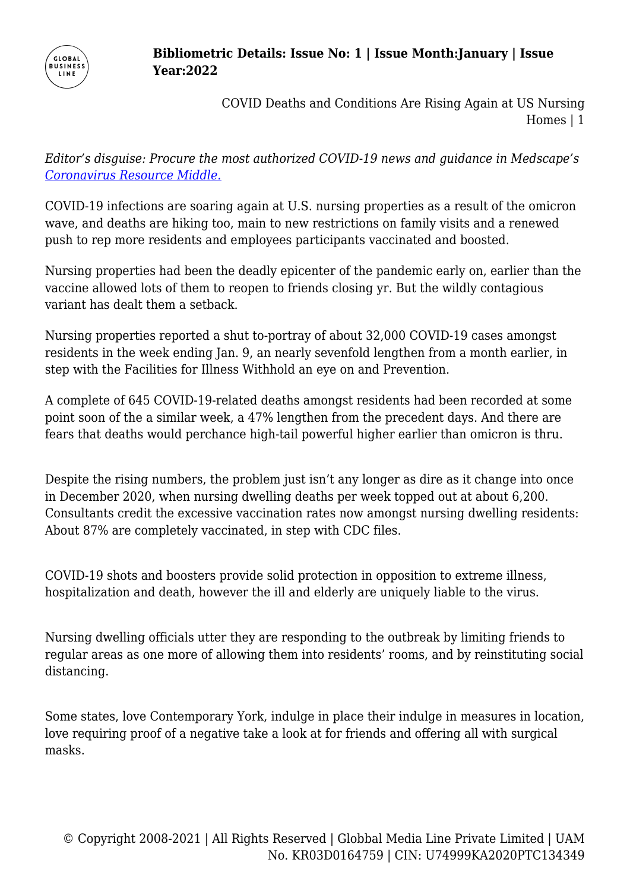*Editor's disguise: Procure the most authorized COVID-19 news and guidance in Medscape's [Coronavirus Resource Middle.](#)*

COVID-19 infections are soaring again at U.S. nursing properties as a result of the omicron wave, and deaths are hiking too, main to new restrictions on family visits and a renewed push to rep more residents and employees participants vaccinated and boosted.

Nursing properties had been the deadly epicenter of the pandemic early on, earlier than the vaccine allowed lots of them to reopen to friends closing yr. But the wildly contagious variant has dealt them a setback.

Nursing properties reported a shut to-portray of about 32,000 COVID-19 cases amongst residents in the week ending Jan. 9, an nearly sevenfold lengthen from a month earlier, in step with the Facilities for Illness Withhold an eye on and Prevention.

A complete of 645 COVID-19-related deaths amongst residents had been recorded at some point soon of the a similar week, a 47% lengthen from the precedent days. And there are fears that deaths would perchance high-tail powerful higher earlier than omicron is thru.

Despite the rising numbers, the problem just isn't any longer as dire as it change into once in December 2020, when nursing dwelling deaths per week topped out at about 6,200. Consultants credit the excessive vaccination rates now amongst nursing dwelling residents: About 87% are completely vaccinated, in step with CDC files.

COVID-19 shots and boosters provide solid protection in opposition to extreme illness, hospitalization and death, however the ill and elderly are uniquely liable to the virus.

Nursing dwelling officials utter they are responding to the outbreak by limiting friends to regular areas as one more of allowing them into residents' rooms, and by reinstituting social distancing.

Some states, love Contemporary York, indulge in place their indulge in measures in location, love requiring proof of a negative take a look at for friends and offering all with surgical masks.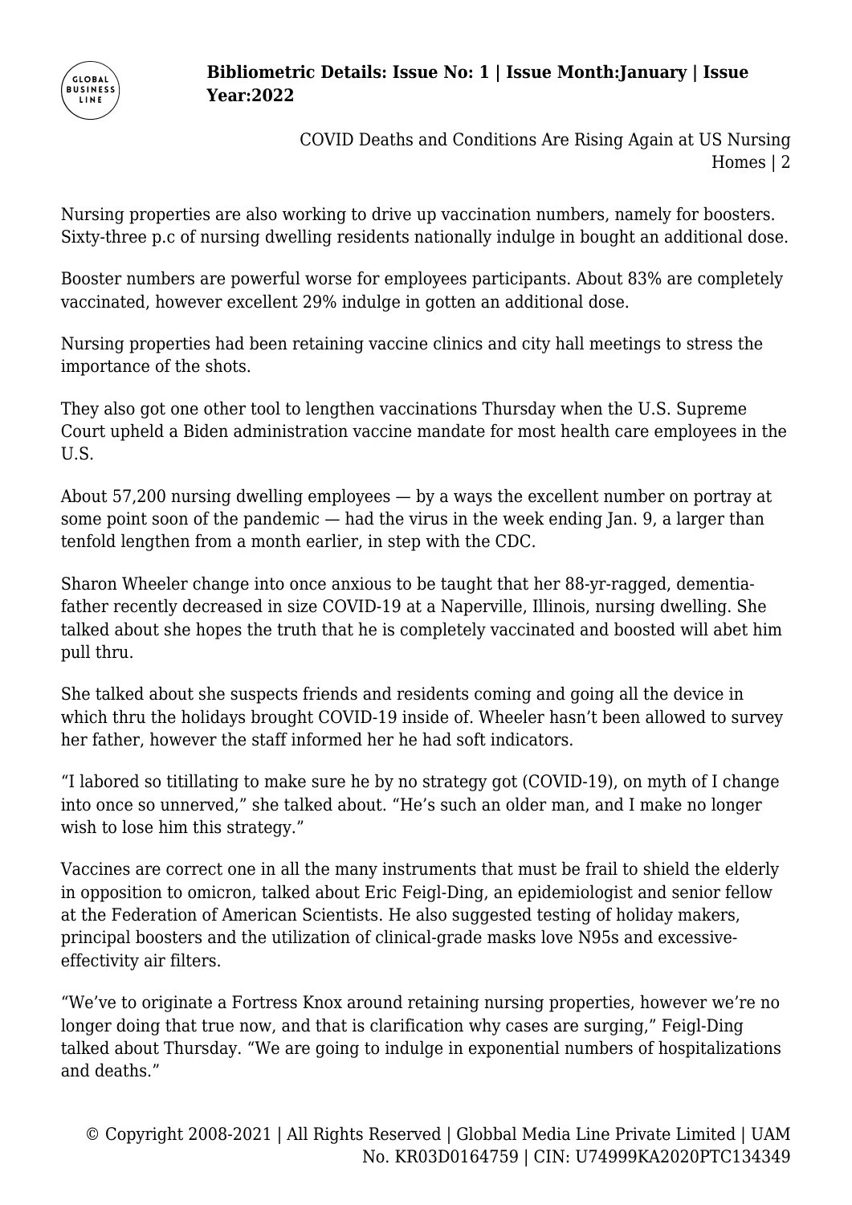Nursing properties are also working to drive up vaccination numbers, namely for boosters. Sixty-three p.c of nursing dwelling residents nationally indulge in bought an additional dose.

Booster numbers are powerful worse for employees participants. About 83% are completely vaccinated, however excellent 29% indulge in gotten an additional dose.

Nursing properties had been retaining vaccine clinics and city hall meetings to stress the importance of the shots.

They also got one other tool to lengthen vaccinations Thursday when the U.S. Supreme Court upheld a Biden administration vaccine mandate for most health care employees in the U.S.

About 57,200 nursing dwelling employees — by a ways the excellent number on portray at some point soon of the pandemic — had the virus in the week ending Jan. 9, a larger than tenfold lengthen from a month earlier, in step with the CDC.

Sharon Wheeler change into once anxious to be taught that her 88-yr-ragged, dementia-father recently decreased in size COVID-19 at a Naperville, Illinois, nursing dwelling. She talked about she hopes the truth that he is completely vaccinated and boosted will abet him pull thru.

She talked about she suspects friends and residents coming and going all the device in which thru the holidays brought COVID-19 inside of. Wheeler hasn't been allowed to survey her father, however the staff informed her he had soft indicators.

"I labored so titillating to make sure he by no strategy got (COVID-19), on myth of I change into once so unnerved," she talked about. "He's such an older man, and I make no longer wish to lose him this strategy."

Vaccines are correct one in all the many instruments that must be frail to shield the elderly in opposition to omicron, talked about Eric Feigl-Ding, an epidemiologist and senior fellow at the Federation of American Scientists. He also suggested testing of holiday makers, principal boosters and the utilization of clinical-grade masks love N95s and excessive-effectivity air filters.

"We've to originate a Fortress Knox around retaining nursing properties, however we're no longer doing that true now, and that is clarification why cases are surging," Feigl-Ding talked about Thursday. "We are going to indulge in exponential numbers of hospitalizations and deaths."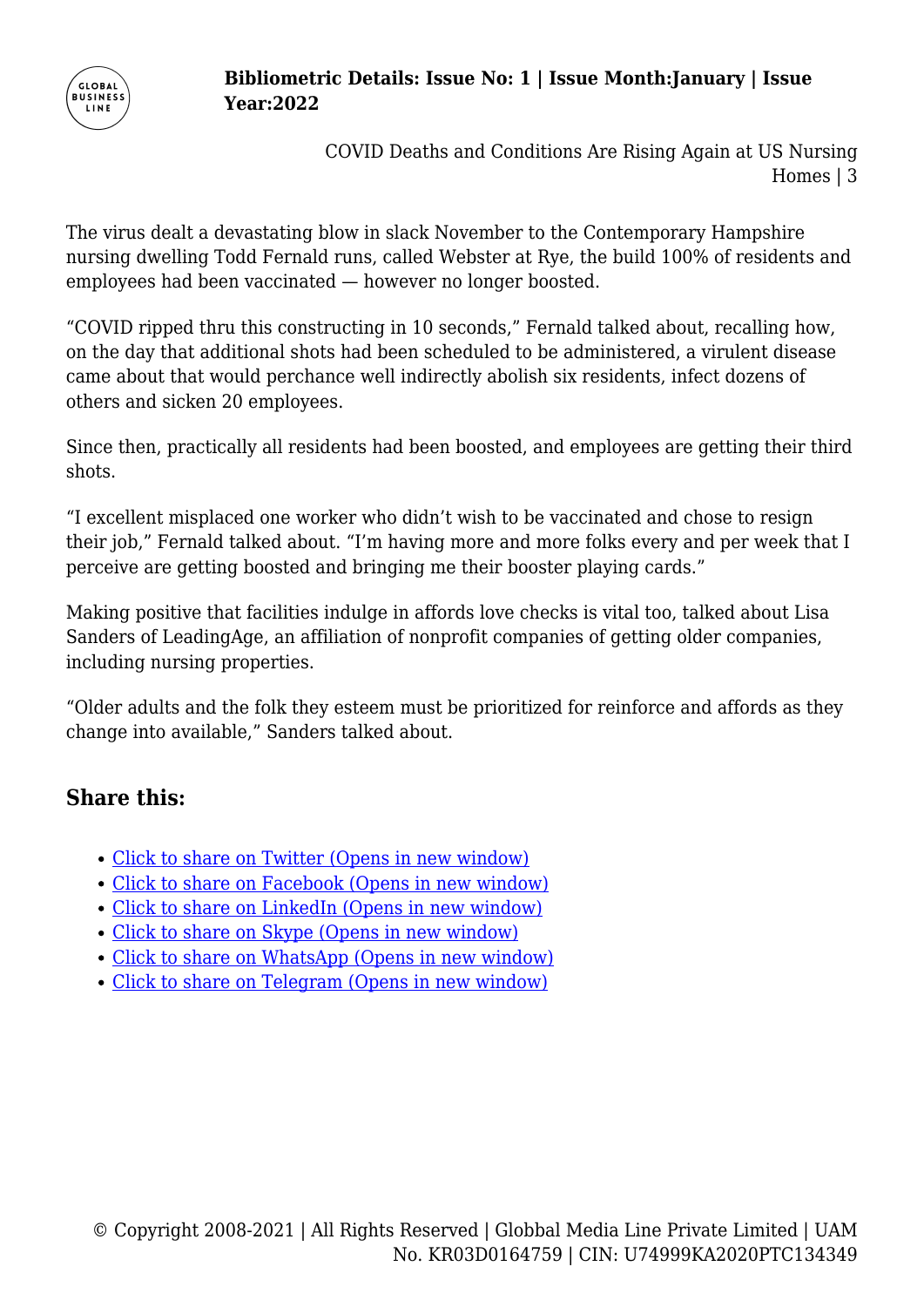The virus dealt a devastating blow in slack November to the Contemporary Hampshire nursing dwelling Todd Fernald runs, called Webster at Rye, the build 100% of residents and employees had been vaccinated — however no longer boosted.

"COVID ripped thru this constructing in 10 seconds," Fernald talked about, recalling how, on the day that additional shots had been scheduled to be administered, a virulent disease came about that would perchance well indirectly abolish six residents, infect dozens of others and sicken 20 employees.

Since then, practically all residents had been boosted, and employees are getting their third shots.

"I excellent misplaced one worker who didn't wish to be vaccinated and chose to resign their job," Fernald talked about. "I'm having more and more folks every and per week that I perceive are getting boosted and bringing me their booster playing cards."

Making positive that facilities indulge in affords love checks is vital too, talked about Lisa Sanders of LeadingAge, an affiliation of nonprofit companies of getting older companies, including nursing properties.

"Older adults and the folk they esteem must be prioritized for reinforce and affords as they change into available," Sanders talked about.

## Share this:

- Click to share on Twitter (Opens in new window)
- Click to share on Facebook (Opens in new window)
- Click to share on LinkedIn (Opens in new window)
- Click to share on Skype (Opens in new window)
- Click to share on WhatsApp (Opens in new window)
- Click to share on Telegram (Opens in new window)